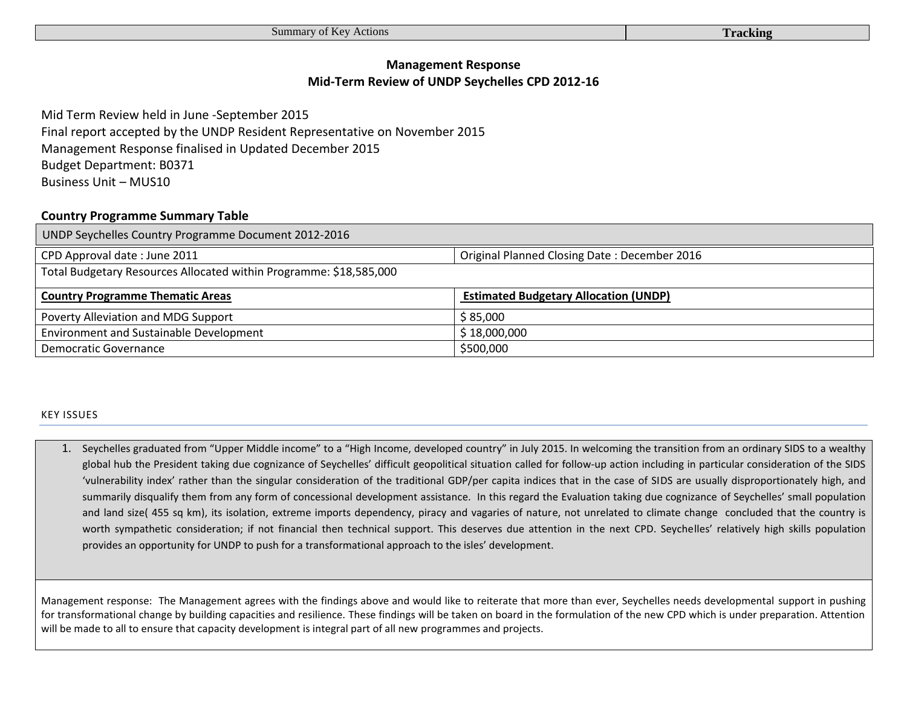| Summary of Key Actions | **Tracking** |
|---|---|

## Management Response
## Mid-Term Review of UNDP Seychelles CPD 2012-16

Mid Term Review held in June -September 2015
Final report accepted by the UNDP Resident Representative on November 2015
Management Response finalised in Updated December 2015
Budget Department: B0371
Business Unit – MUS10

**Country Programme Summary Table**

| UNDP Seychelles Country Programme Document 2012-2016 | |
|---|---|
| CPD Approval date : June 2011 | Original Planned Closing Date : December 2016 |
| Total Budgetary Resources Allocated within Programme: $18,585,000 | |
| **Country Programme Thematic Areas** | **Estimated Budgetary Allocation (UNDP)** |
| Poverty Alleviation and MDG Support | $ 85,000 |
| Environment and Sustainable Development | $ 18,000,000 |
| Democratic Governance | $500,000 |

KEY ISSUES

1. Seychelles graduated from "Upper Middle income" to a "High Income, developed country" in July 2015. In welcoming the transition from an ordinary SIDS to a wealthy global hub the President taking due cognizance of Seychelles' difficult geopolitical situation called for follow-up action including in particular consideration of the SIDS 'vulnerability index' rather than the singular consideration of the traditional GDP/per capita indices that in the case of SIDS are usually disproportionately high, and summarily disqualify them from any form of concessional development assistance. In this regard the Evaluation taking due cognizance of Seychelles' small population and land size( 455 sq km), its isolation, extreme imports dependency, piracy and vagaries of nature, not unrelated to climate change concluded that the country is worth sympathetic consideration; if not financial then technical support. This deserves due attention in the next CPD. Seychelles' relatively high skills population provides an opportunity for UNDP to push for a transformational approach to the isles' development.

Management response: The Management agrees with the findings above and would like to reiterate that more than ever, Seychelles needs developmental support in pushing for transformational change by building capacities and resilience. These findings will be taken on board in the formulation of the new CPD which is under preparation. Attention will be made to all to ensure that capacity development is integral part of all new programmes and projects.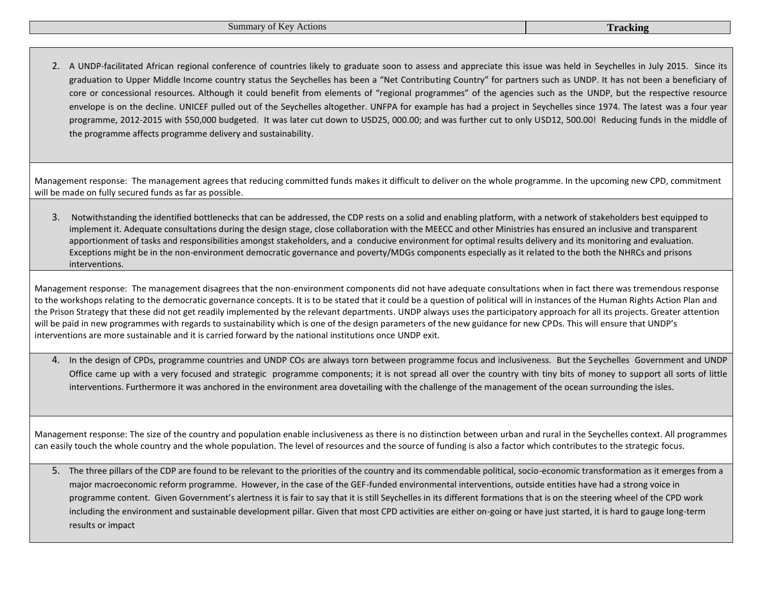| Summary of Key Actions | Tracking |
|---|---|

2. A UNDP-facilitated African regional conference of countries likely to graduate soon to assess and appreciate this issue was held in Seychelles in July 2015. Since its graduation to Upper Middle Income country status the Seychelles has been a "Net Contributing Country" for partners such as UNDP. It has not been a beneficiary of core or concessional resources. Although it could benefit from elements of "regional programmes" of the agencies such as the UNDP, but the respective resource envelope is on the decline. UNICEF pulled out of the Seychelles altogether. UNFPA for example has had a project in Seychelles since 1974. The latest was a four year programme, 2012-2015 with $50,000 budgeted. It was later cut down to USD25, 000.00; and was further cut to only USD12, 500.00! Reducing funds in the middle of the programme affects programme delivery and sustainability.

Management response: The management agrees that reducing committed funds makes it difficult to deliver on the whole programme. In the upcoming new CPD, commitment will be made on fully secured funds as far as possible.

3. Notwithstanding the identified bottlenecks that can be addressed, the CDP rests on a solid and enabling platform, with a network of stakeholders best equipped to implement it. Adequate consultations during the design stage, close collaboration with the MEECC and other Ministries has ensured an inclusive and transparent apportionment of tasks and responsibilities amongst stakeholders, and a conducive environment for optimal results delivery and its monitoring and evaluation. Exceptions might be in the non-environment democratic governance and poverty/MDGs components especially as it related to the both the NHRCs and prisons interventions.

Management response: The management disagrees that the non-environment components did not have adequate consultations when in fact there was tremendous response to the workshops relating to the democratic governance concepts. It is to be stated that it could be a question of political will in instances of the Human Rights Action Plan and the Prison Strategy that these did not get readily implemented by the relevant departments. UNDP always uses the participatory approach for all its projects. Greater attention will be paid in new programmes with regards to sustainability which is one of the design parameters of the new guidance for new CPDs. This will ensure that UNDP's interventions are more sustainable and it is carried forward by the national institutions once UNDP exit.

4. In the design of CPDs, programme countries and UNDP COs are always torn between programme focus and inclusiveness. But the Seychelles Government and UNDP Office came up with a very focused and strategic programme components; it is not spread all over the country with tiny bits of money to support all sorts of little interventions. Furthermore it was anchored in the environment area dovetailing with the challenge of the management of the ocean surrounding the isles.

Management response: The size of the country and population enable inclusiveness as there is no distinction between urban and rural in the Seychelles context. All programmes can easily touch the whole country and the whole population. The level of resources and the source of funding is also a factor which contributes to the strategic focus.

5. The three pillars of the CDP are found to be relevant to the priorities of the country and its commendable political, socio-economic transformation as it emerges from a major macroeconomic reform programme. However, in the case of the GEF-funded environmental interventions, outside entities have had a strong voice in programme content. Given Government's alertness it is fair to say that it is still Seychelles in its different formations that is on the steering wheel of the CPD work including the environment and sustainable development pillar. Given that most CPD activities are either on-going or have just started, it is hard to gauge long-term results or impact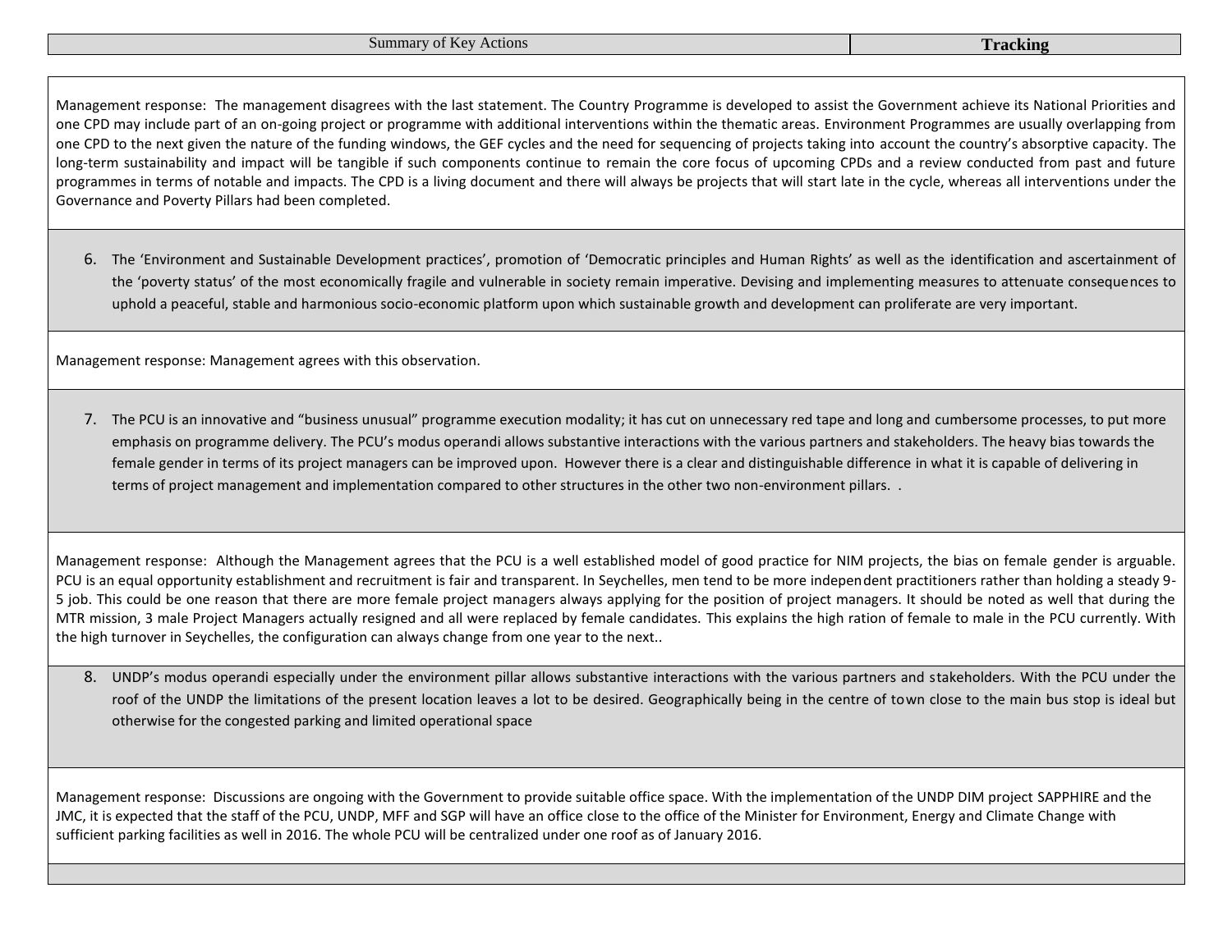| Summary of Key Actions | **Tracking** |
|---|---|

Management response: The management disagrees with the last statement. The Country Programme is developed to assist the Government achieve its National Priorities and one CPD may include part of an on-going project or programme with additional interventions within the thematic areas. Environment Programmes are usually overlapping from one CPD to the next given the nature of the funding windows, the GEF cycles and the need for sequencing of projects taking into account the country's absorptive capacity. The long-term sustainability and impact will be tangible if such components continue to remain the core focus of upcoming CPDs and a review conducted from past and future programmes in terms of notable and impacts. The CPD is a living document and there will always be projects that will start late in the cycle, whereas all interventions under the Governance and Poverty Pillars had been completed.

6. The 'Environment and Sustainable Development practices', promotion of 'Democratic principles and Human Rights' as well as the identification and ascertainment of the 'poverty status' of the most economically fragile and vulnerable in society remain imperative. Devising and implementing measures to attenuate consequences to uphold a peaceful, stable and harmonious socio-economic platform upon which sustainable growth and development can proliferate are very important.

Management response: Management agrees with this observation.

7. The PCU is an innovative and "business unusual" programme execution modality; it has cut on unnecessary red tape and long and cumbersome processes, to put more emphasis on programme delivery. The PCU's modus operandi allows substantive interactions with the various partners and stakeholders. The heavy bias towards the female gender in terms of its project managers can be improved upon. However there is a clear and distinguishable difference in what it is capable of delivering in terms of project management and implementation compared to other structures in the other two non-environment pillars. .

Management response: Although the Management agrees that the PCU is a well established model of good practice for NIM projects, the bias on female gender is arguable. PCU is an equal opportunity establishment and recruitment is fair and transparent. In Seychelles, men tend to be more independent practitioners rather than holding a steady 9-5 job. This could be one reason that there are more female project managers always applying for the position of project managers. It should be noted as well that during the MTR mission, 3 male Project Managers actually resigned and all were replaced by female candidates. This explains the high ration of female to male in the PCU currently. With the high turnover in Seychelles, the configuration can always change from one year to the next..

8. UNDP's modus operandi especially under the environment pillar allows substantive interactions with the various partners and stakeholders. With the PCU under the roof of the UNDP the limitations of the present location leaves a lot to be desired. Geographically being in the centre of town close to the main bus stop is ideal but otherwise for the congested parking and limited operational space

Management response: Discussions are ongoing with the Government to provide suitable office space. With the implementation of the UNDP DIM project SAPPHIRE and the JMC, it is expected that the staff of the PCU, UNDP, MFF and SGP will have an office close to the office of the Minister for Environment, Energy and Climate Change with sufficient parking facilities as well in 2016. The whole PCU will be centralized under one roof as of January 2016.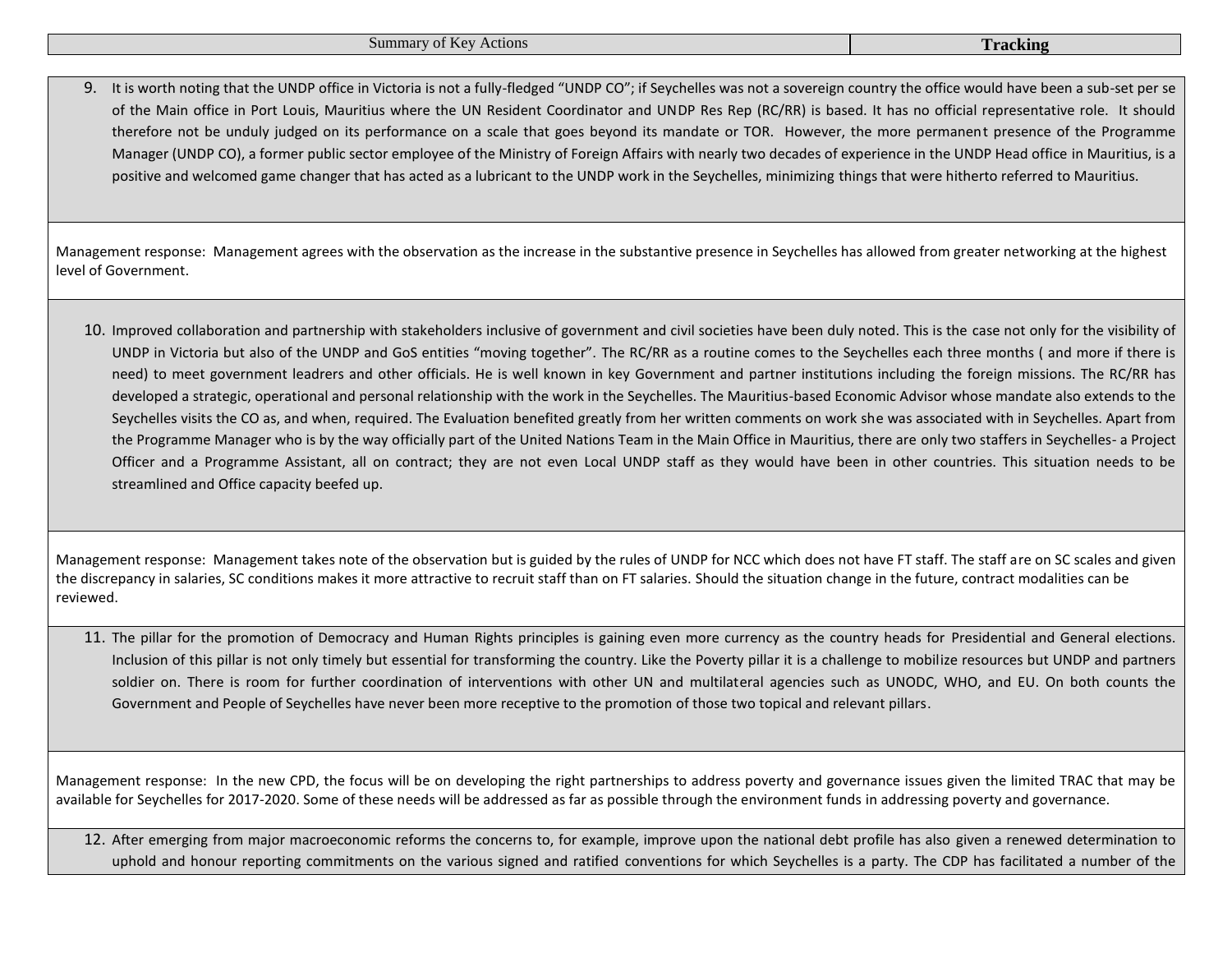| Summary of Key Actions | Tracking |
|---|---|

9. It is worth noting that the UNDP office in Victoria is not a fully-fledged "UNDP CO"; if Seychelles was not a sovereign country the office would have been a sub-set per se of the Main office in Port Louis, Mauritius where the UN Resident Coordinator and UNDP Res Rep (RC/RR) is based. It has no official representative role. It should therefore not be unduly judged on its performance on a scale that goes beyond its mandate or TOR. However, the more permanent presence of the Programme Manager (UNDP CO), a former public sector employee of the Ministry of Foreign Affairs with nearly two decades of experience in the UNDP Head office in Mauritius, is a positive and welcomed game changer that has acted as a lubricant to the UNDP work in the Seychelles, minimizing things that were hitherto referred to Mauritius.

Management response: Management agrees with the observation as the increase in the substantive presence in Seychelles has allowed from greater networking at the highest level of Government.

10. Improved collaboration and partnership with stakeholders inclusive of government and civil societies have been duly noted. This is the case not only for the visibility of UNDP in Victoria but also of the UNDP and GoS entities "moving together". The RC/RR as a routine comes to the Seychelles each three months ( and more if there is need) to meet government leadrers and other officials. He is well known in key Government and partner institutions including the foreign missions. The RC/RR has developed a strategic, operational and personal relationship with the work in the Seychelles. The Mauritius-based Economic Advisor whose mandate also extends to the Seychelles visits the CO as, and when, required. The Evaluation benefited greatly from her written comments on work she was associated with in Seychelles. Apart from the Programme Manager who is by the way officially part of the United Nations Team in the Main Office in Mauritius, there are only two staffers in Seychelles- a Project Officer and a Programme Assistant, all on contract; they are not even Local UNDP staff as they would have been in other countries. This situation needs to be streamlined and Office capacity beefed up.

Management response: Management takes note of the observation but is guided by the rules of UNDP for NCC which does not have FT staff. The staff are on SC scales and given the discrepancy in salaries, SC conditions makes it more attractive to recruit staff than on FT salaries. Should the situation change in the future, contract modalities can be reviewed.

11. The pillar for the promotion of Democracy and Human Rights principles is gaining even more currency as the country heads for Presidential and General elections. Inclusion of this pillar is not only timely but essential for transforming the country. Like the Poverty pillar it is a challenge to mobilize resources but UNDP and partners soldier on. There is room for further coordination of interventions with other UN and multilateral agencies such as UNODC, WHO, and EU. On both counts the Government and People of Seychelles have never been more receptive to the promotion of those two topical and relevant pillars.

Management response: In the new CPD, the focus will be on developing the right partnerships to address poverty and governance issues given the limited TRAC that may be available for Seychelles for 2017-2020. Some of these needs will be addressed as far as possible through the environment funds in addressing poverty and governance.

12. After emerging from major macroeconomic reforms the concerns to, for example, improve upon the national debt profile has also given a renewed determination to uphold and honour reporting commitments on the various signed and ratified conventions for which Seychelles is a party. The CDP has facilitated a number of the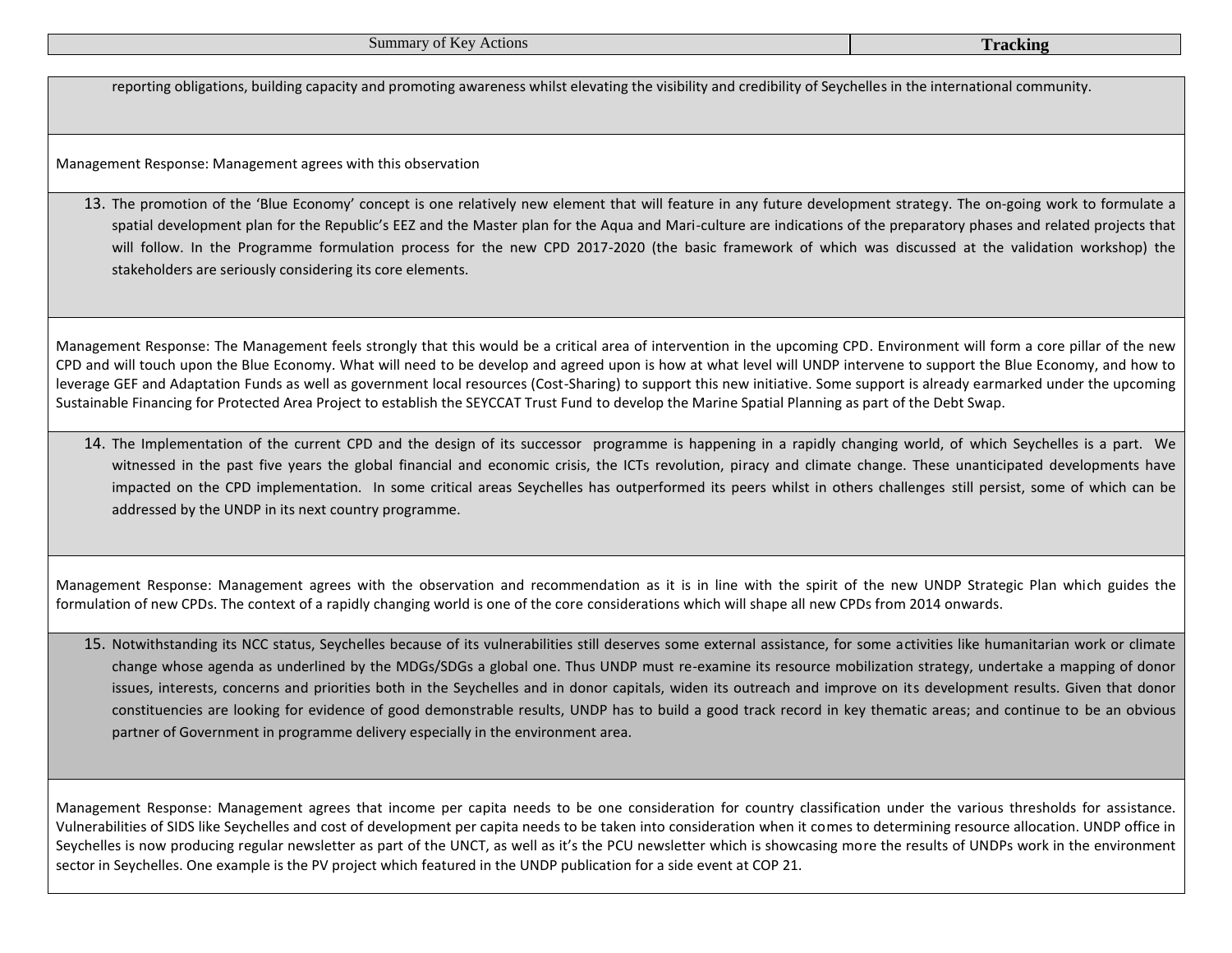| Summary of Key Actions | Tracking |
|---|---|

reporting obligations, building capacity and promoting awareness whilst elevating the visibility and credibility of Seychelles in the international community.

Management Response: Management agrees with this observation

13. The promotion of the 'Blue Economy' concept is one relatively new element that will feature in any future development strategy. The on-going work to formulate a spatial development plan for the Republic's EEZ and the Master plan for the Aqua and Mari-culture are indications of the preparatory phases and related projects that will follow. In the Programme formulation process for the new CPD 2017-2020 (the basic framework of which was discussed at the validation workshop) the stakeholders are seriously considering its core elements.

Management Response: The Management feels strongly that this would be a critical area of intervention in the upcoming CPD. Environment will form a core pillar of the new CPD and will touch upon the Blue Economy. What will need to be develop and agreed upon is how at what level will UNDP intervene to support the Blue Economy, and how to leverage GEF and Adaptation Funds as well as government local resources (Cost-Sharing) to support this new initiative. Some support is already earmarked under the upcoming Sustainable Financing for Protected Area Project to establish the SEYCCAT Trust Fund to develop the Marine Spatial Planning as part of the Debt Swap.

14. The Implementation of the current CPD and the design of its successor programme is happening in a rapidly changing world, of which Seychelles is a part. We witnessed in the past five years the global financial and economic crisis, the ICTs revolution, piracy and climate change. These unanticipated developments have impacted on the CPD implementation. In some critical areas Seychelles has outperformed its peers whilst in others challenges still persist, some of which can be addressed by the UNDP in its next country programme.

Management Response: Management agrees with the observation and recommendation as it is in line with the spirit of the new UNDP Strategic Plan which guides the formulation of new CPDs. The context of a rapidly changing world is one of the core considerations which will shape all new CPDs from 2014 onwards.

15. Notwithstanding its NCC status, Seychelles because of its vulnerabilities still deserves some external assistance, for some activities like humanitarian work or climate change whose agenda as underlined by the MDGs/SDGs a global one. Thus UNDP must re-examine its resource mobilization strategy, undertake a mapping of donor issues, interests, concerns and priorities both in the Seychelles and in donor capitals, widen its outreach and improve on its development results. Given that donor constituencies are looking for evidence of good demonstrable results, UNDP has to build a good track record in key thematic areas; and continue to be an obvious partner of Government in programme delivery especially in the environment area.

Management Response: Management agrees that income per capita needs to be one consideration for country classification under the various thresholds for assistance. Vulnerabilities of SIDS like Seychelles and cost of development per capita needs to be taken into consideration when it comes to determining resource allocation. UNDP office in Seychelles is now producing regular newsletter as part of the UNCT, as well as it's the PCU newsletter which is showcasing more the results of UNDPs work in the environment sector in Seychelles. One example is the PV project which featured in the UNDP publication for a side event at COP 21.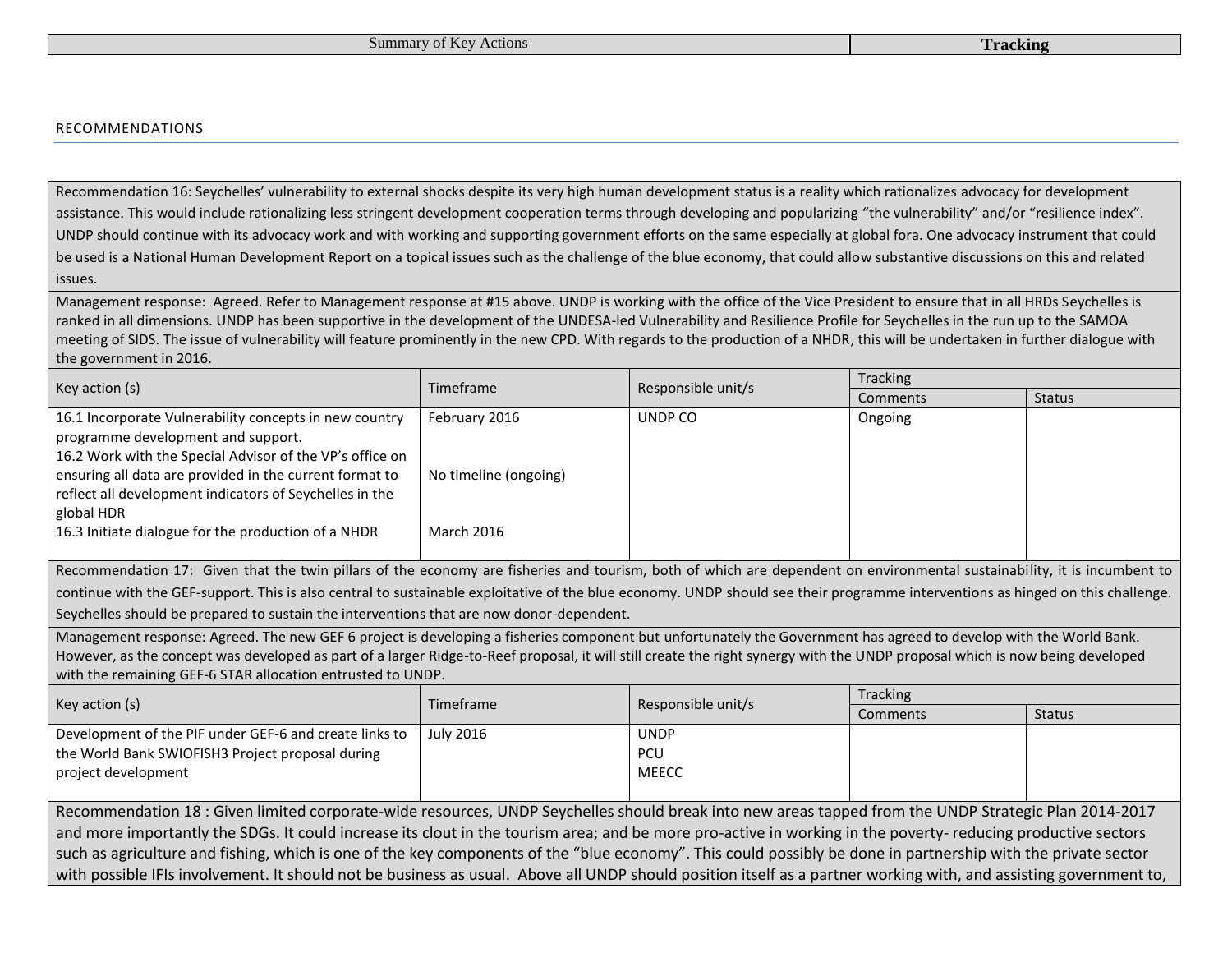RECOMMENDATIONS

Recommendation 16: Seychelles' vulnerability to external shocks despite its very high human development status is a reality which rationalizes advocacy for development assistance. This would include rationalizing less stringent development cooperation terms through developing and popularizing "the vulnerability" and/or "resilience index". UNDP should continue with its advocacy work and with working and supporting government efforts on the same especially at global fora. One advocacy instrument that could be used is a National Human Development Report on a topical issues such as the challenge of the blue economy, that could allow substantive discussions on this and related issues.

Management response: Agreed. Refer to Management response at #15 above. UNDP is working with the office of the Vice President to ensure that in all HRDs Seychelles is ranked in all dimensions. UNDP has been supportive in the development of the UNDESA-led Vulnerability and Resilience Profile for Seychelles in the run up to the SAMOA meeting of SIDS. The issue of vulnerability will feature prominently in the new CPD. With regards to the production of a NHDR, this will be undertaken in further dialogue with the government in 2016.

| Key action (s) | Timeframe | Responsible unit/s | Tracking | |
|---|---|---|---|---|
| | | | Comments | Status |
| 16.1 Incorporate Vulnerability concepts in new country programme development and support.<br>16.2 Work with the Special Advisor of the VP's office on ensuring all data are provided in the current format to reflect all development indicators of Seychelles in the global HDR<br>16.3 Initiate dialogue for the production of a NHDR | February 2016<br><br>No timeline (ongoing)<br><br>March 2016 | UNDP CO | Ongoing | |

Recommendation 17: Given that the twin pillars of the economy are fisheries and tourism, both of which are dependent on environmental sustainability, it is incumbent to continue with the GEF-support. This is also central to sustainable exploitative of the blue economy. UNDP should see their programme interventions as hinged on this challenge. Seychelles should be prepared to sustain the interventions that are now donor-dependent.

Management response: Agreed. The new GEF 6 project is developing a fisheries component but unfortunately the Government has agreed to develop with the World Bank. However, as the concept was developed as part of a larger Ridge-to-Reef proposal, it will still create the right synergy with the UNDP proposal which is now being developed with the remaining GEF-6 STAR allocation entrusted to UNDP.

| Key action (s) | Timeframe | Responsible unit/s | Tracking | |
|---|---|---|---|---|
| | | | Comments | Status |
| Development of the PIF under GEF-6 and create links to the World Bank SWIOFISH3 Project proposal during project development | July 2016 | UNDP<br>PCU<br>MEECC | | |

Recommendation 18 : Given limited corporate-wide resources, UNDP Seychelles should break into new areas tapped from the UNDP Strategic Plan 2014-2017 and more importantly the SDGs. It could increase its clout in the tourism area; and be more pro-active in working in the poverty- reducing productive sectors such as agriculture and fishing, which is one of the key components of the "blue economy". This could possibly be done in partnership with the private sector with possible IFIs involvement. It should not be business as usual. Above all UNDP should position itself as a partner working with, and assisting government to,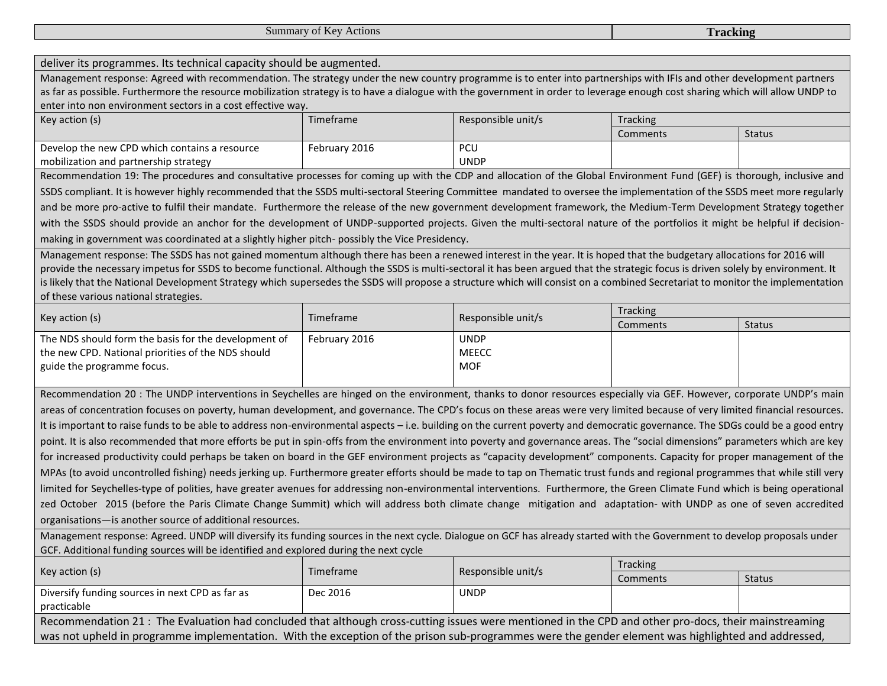deliver its programmes. Its technical capacity should be augmented.

Management response: Agreed with recommendation. The strategy under the new country programme is to enter into partnerships with IFIs and other development partners as far as possible. Furthermore the resource mobilization strategy is to have a dialogue with the government in order to leverage enough cost sharing which will allow UNDP to enter into non environment sectors in a cost effective way.

| Key action (s) | Timeframe | Responsible unit/s | Tracking | |
|---|---|---|---|---|
| | | | Comments | Status |
| Develop the new CPD which contains a resource mobilization and partnership strategy | February 2016 | PCU<br>UNDP | | |

Recommendation 19: The procedures and consultative processes for coming up with the CDP and allocation of the Global Environment Fund (GEF) is thorough, inclusive and SSDS compliant. It is however highly recommended that the SSDS multi-sectoral Steering Committee mandated to oversee the implementation of the SSDS meet more regularly and be more pro-active to fulfil their mandate. Furthermore the release of the new government development framework, the Medium-Term Development Strategy together with the SSDS should provide an anchor for the development of UNDP-supported projects. Given the multi-sectoral nature of the portfolios it might be helpful if decision-making in government was coordinated at a slightly higher pitch- possibly the Vice Presidency.

Management response: The SSDS has not gained momentum although there has been a renewed interest in the year. It is hoped that the budgetary allocations for 2016 will provide the necessary impetus for SSDS to become functional. Although the SSDS is multi-sectoral it has been argued that the strategic focus is driven solely by environment. It is likely that the National Development Strategy which supersedes the SSDS will propose a structure which will consist on a combined Secretariat to monitor the implementation of these various national strategies.

| Key action (s) | Timeframe | Responsible unit/s | Tracking | |
|---|---|---|---|---|
| | | | Comments | Status |
| The NDS should form the basis for the development of the new CPD. National priorities of the NDS should guide the programme focus. | February 2016 | UNDP<br>MEECC<br>MOF | | |

Recommendation 20 : The UNDP interventions in Seychelles are hinged on the environment, thanks to donor resources especially via GEF. However, corporate UNDP's main areas of concentration focuses on poverty, human development, and governance. The CPD's focus on these areas were very limited because of very limited financial resources. It is important to raise funds to be able to address non-environmental aspects – i.e. building on the current poverty and democratic governance. The SDGs could be a good entry point. It is also recommended that more efforts be put in spin-offs from the environment into poverty and governance areas. The "social dimensions" parameters which are key for increased productivity could perhaps be taken on board in the GEF environment projects as "capacity development" components. Capacity for proper management of the MPAs (to avoid uncontrolled fishing) needs jerking up. Furthermore greater efforts should be made to tap on Thematic trust funds and regional programmes that while still very limited for Seychelles-type of polities, have greater avenues for addressing non-environmental interventions. Furthermore, the Green Climate Fund which is being operational zed October 2015 (before the Paris Climate Change Summit) which will address both climate change mitigation and adaptation- with UNDP as one of seven accredited organisations—is another source of additional resources.

Management response: Agreed. UNDP will diversify its funding sources in the next cycle. Dialogue on GCF has already started with the Government to develop proposals under GCF. Additional funding sources will be identified and explored during the next cycle

| Key action (s) | Timeframe | Responsible unit/s | Tracking | |
|---|---|---|---|---|
| | | | Comments | Status |
| Diversify funding sources in next CPD as far as practicable | Dec 2016 | UNDP | | |

Recommendation 21 : The Evaluation had concluded that although cross-cutting issues were mentioned in the CPD and other pro-docs, their mainstreaming was not upheld in programme implementation. With the exception of the prison sub-programmes were the gender element was highlighted and addressed,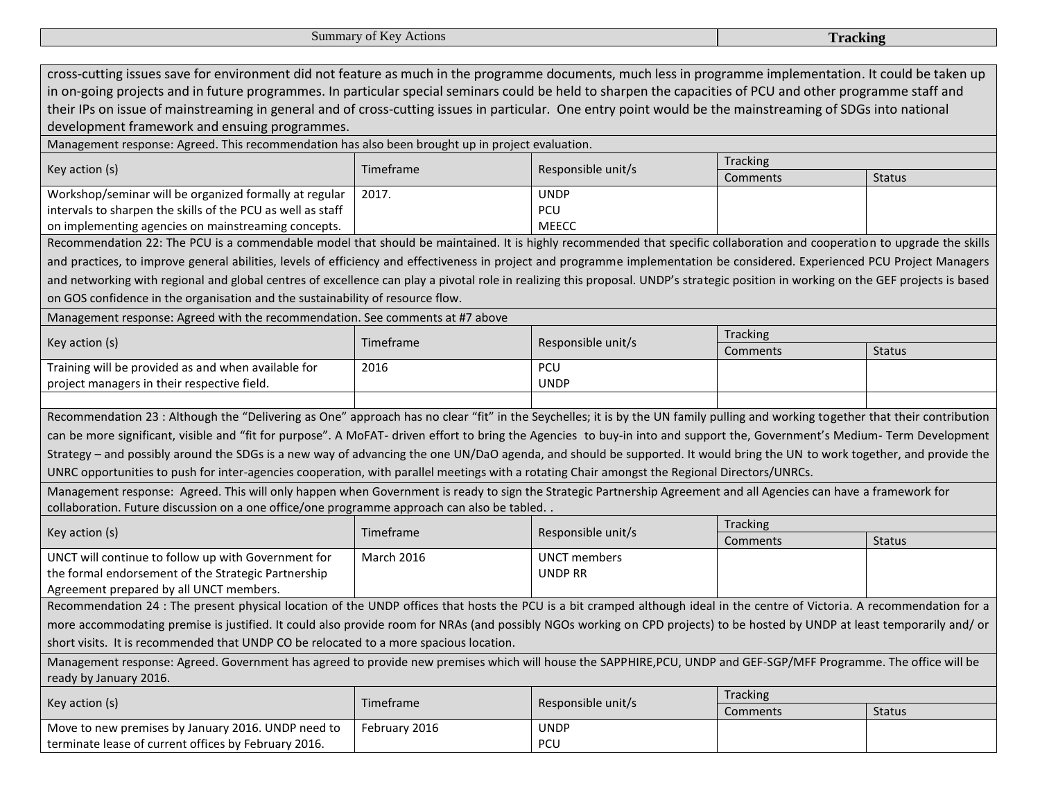| Summary of Key Actions | Tracking |
|---|---|

cross-cutting issues save for environment did not feature as much in the programme documents, much less in programme implementation. It could be taken up in on-going projects and in future programmes. In particular special seminars could be held to sharpen the capacities of PCU and other programme staff and their IPs on issue of mainstreaming in general and of cross-cutting issues in particular. One entry point would be the mainstreaming of SDGs into national development framework and ensuing programmes.

Management response: Agreed. This recommendation has also been brought up in project evaluation.

| Key action (s) | Timeframe | Responsible unit/s | Tracking | |
|---|---|---|---|---|
| | | | Comments | Status |
| Workshop/seminar will be organized formally at regular intervals to sharpen the skills of the PCU as well as staff on implementing agencies on mainstreaming concepts. | 2017. | UNDP<br>PCU<br>MEECC | | |

Recommendation 22: The PCU is a commendable model that should be maintained. It is highly recommended that specific collaboration and cooperation to upgrade the skills and practices, to improve general abilities, levels of efficiency and effectiveness in project and programme implementation be considered. Experienced PCU Project Managers and networking with regional and global centres of excellence can play a pivotal role in realizing this proposal. UNDP's strategic position in working on the GEF projects is based on GOS confidence in the organisation and the sustainability of resource flow.

Management response: Agreed with the recommendation. See comments at #7 above

| Key action (s) | Timeframe | Responsible unit/s | Tracking | |
|---|---|---|---|---|
| | | | Comments | Status |
| Training will be provided as and when available for project managers in their respective field. | 2016 | PCU<br>UNDP | | |
| | | | | |

Recommendation 23 : Although the "Delivering as One" approach has no clear "fit" in the Seychelles; it is by the UN family pulling and working together that their contribution can be more significant, visible and "fit for purpose". A MoFAT- driven effort to bring the Agencies to buy-in into and support the, Government's Medium- Term Development Strategy – and possibly around the SDGs is a new way of advancing the one UN/DaO agenda, and should be supported. It would bring the UN to work together, and provide the UNRC opportunities to push for inter-agencies cooperation, with parallel meetings with a rotating Chair amongst the Regional Directors/UNRCs.

Management response: Agreed. This will only happen when Government is ready to sign the Strategic Partnership Agreement and all Agencies can have a framework for collaboration. Future discussion on a one office/one programme approach can also be tabled. .

| Key action (s) | Timeframe | Responsible unit/s | Tracking | |
|---|---|---|---|---|
| | | | Comments | Status |
| UNCT will continue to follow up with Government for the formal endorsement of the Strategic Partnership Agreement prepared by all UNCT members. | March 2016 | UNCT members<br>UNDP RR | | |

Recommendation 24 : The present physical location of the UNDP offices that hosts the PCU is a bit cramped although ideal in the centre of Victoria. A recommendation for a more accommodating premise is justified. It could also provide room for NRAs (and possibly NGOs working on CPD projects) to be hosted by UNDP at least temporarily and/ or short visits. It is recommended that UNDP CO be relocated to a more spacious location.

Management response: Agreed. Government has agreed to provide new premises which will house the SAPPHIRE,PCU, UNDP and GEF-SGP/MFF Programme. The office will be ready by January 2016.

| Key action (s) | Timeframe | Responsible unit/s | Tracking | |
|---|---|---|---|---|
| | | | Comments | Status |
| Move to new premises by January 2016. UNDP need to terminate lease of current offices by February 2016. | February 2016 | UNDP<br>PCU | | |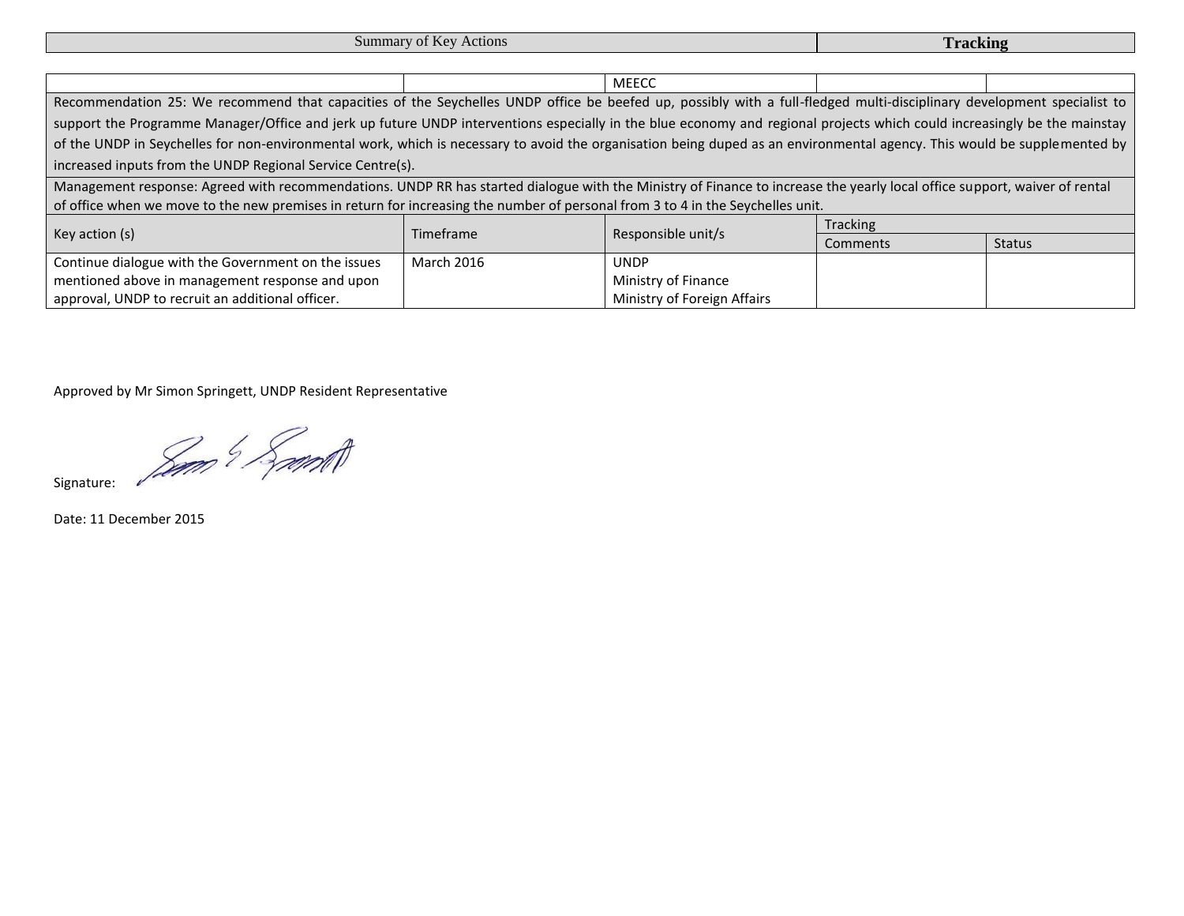| Summary of Key Actions | | | Tracking | |
|---|---|---|---|---|
| | | MEECC | | |
| Recommendation 25: We recommend that capacities of the Seychelles UNDP office be beefed up, possibly with a full-fledged multi-disciplinary development specialist to support the Programme Manager/Office and jerk up future UNDP interventions especially in the blue economy and regional projects which could increasingly be the mainstay of the UNDP in Seychelles for non-environmental work, which is necessary to avoid the organisation being duped as an environmental agency. This would be supplemented by increased inputs from the UNDP Regional Service Centre(s). | | | | |
| Management response: Agreed with recommendations. UNDP RR has started dialogue with the Ministry of Finance to increase the yearly local office support, waiver of rental of office when we move to the new premises in return for increasing the number of personal from 3 to 4 in the Seychelles unit. | | | | |
| Key action (s) | Timeframe | Responsible unit/s | Tracking | |
| | | | Comments | Status |
| Continue dialogue with the Government on the issues mentioned above in management response and upon approval, UNDP to recruit an additional officer. | March 2016 | UNDP<br>Ministry of Finance<br>Ministry of Foreign Affairs | | |

Approved by Mr Simon Springett, UNDP Resident Representative

Signature:

Date: 11 December 2015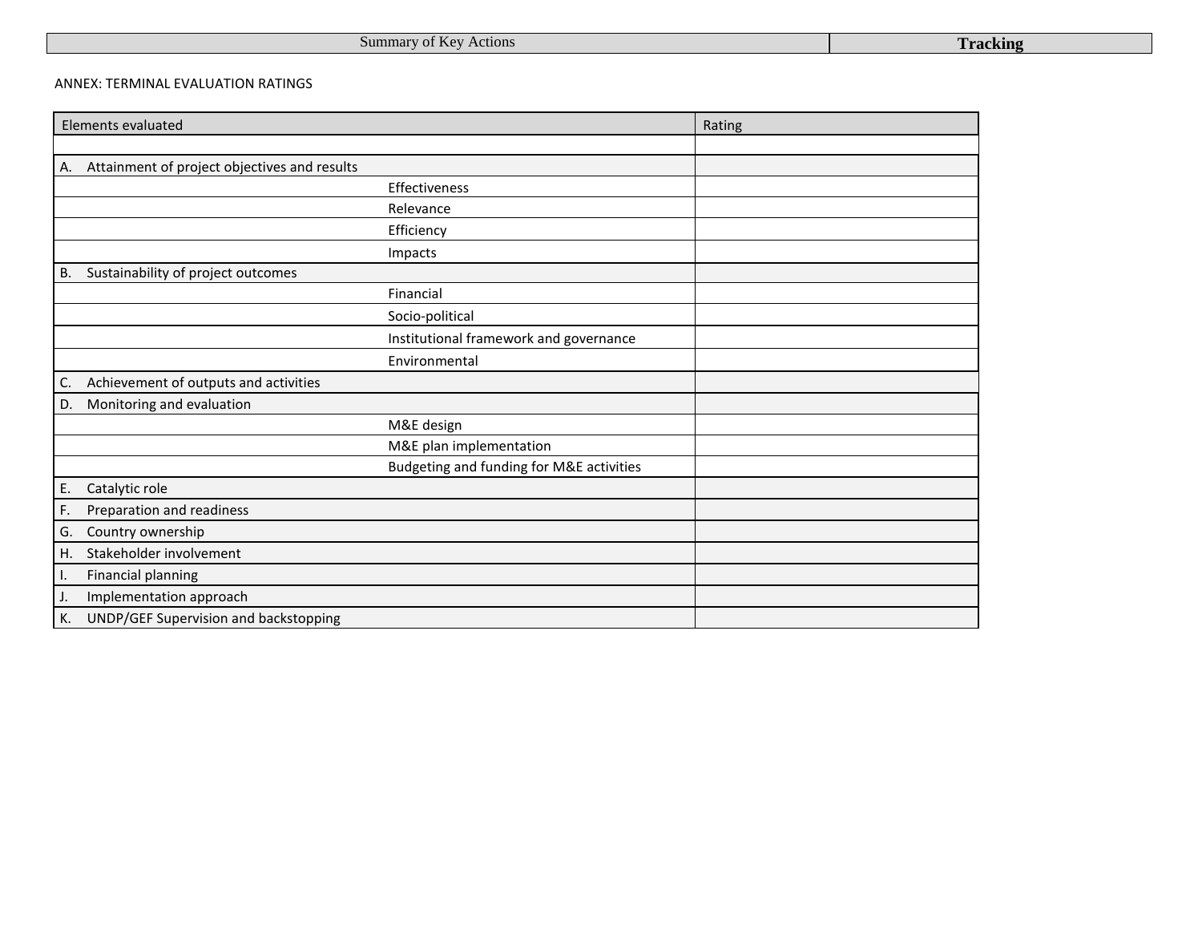ANNEX: TERMINAL EVALUATION RATINGS

| Elements evaluated | Rating |
|---|---|
| | |
| A. Attainment of project objectives and results | |
| Effectiveness | |
| Relevance | |
| Efficiency | |
| Impacts | |
| B. Sustainability of project outcomes | |
| Financial | |
| Socio-political | |
| Institutional framework and governance | |
| Environmental | |
| C. Achievement of outputs and activities | |
| D. Monitoring and evaluation | |
| M&E design | |
| M&E plan implementation | |
| Budgeting and funding for M&E activities | |
| E. Catalytic role | |
| F. Preparation and readiness | |
| G. Country ownership | |
| H. Stakeholder involvement | |
| I. Financial planning | |
| J. Implementation approach | |
| K. UNDP/GEF Supervision and backstopping | |